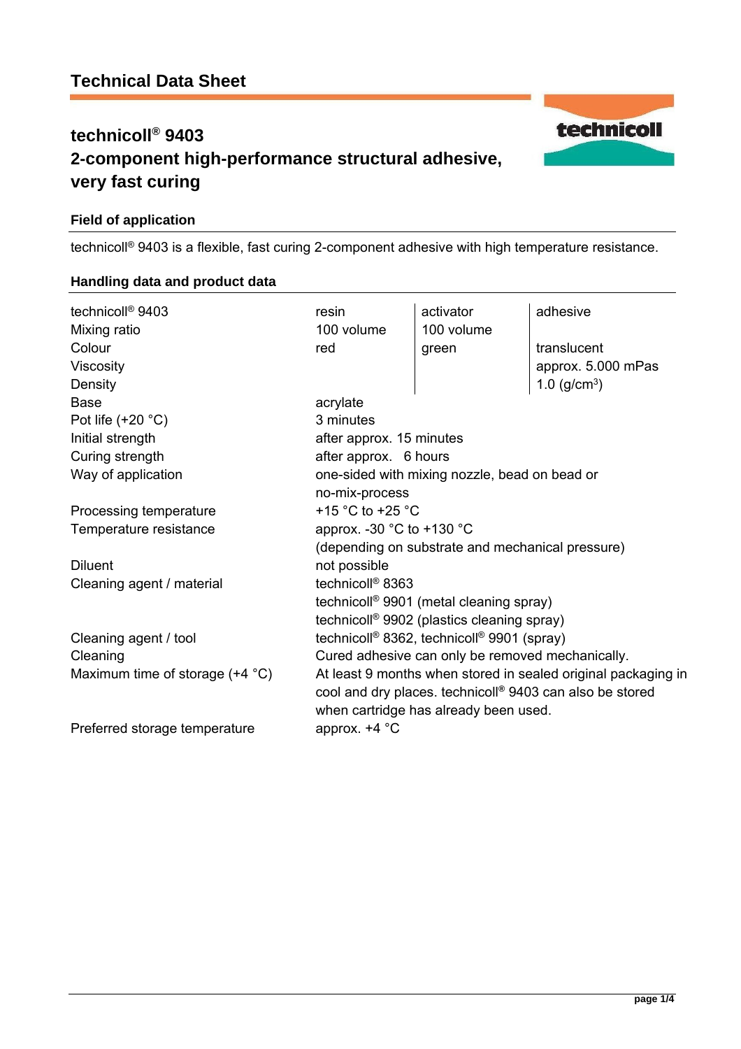# Technical Data Sheet

## technicoll® 9403

## 2-component high-performance structural adhesive, very fast curing

### Field of application

technicoll® 9403 is a flexible, fast curing 2-component adhesive with high temperature resistance.

### Handling data and product data

| technicoll® 9403 | resin | activator | adhesive |
|---|---|---|---|
| Mixing ratio | 100 volume | 100 volume | |
| Colour | red | green | translucent |
| Viscosity | | | approx. 5.000 mPas |
| Density | | | 1.0 (g/cm³) |
| Base | acrylate | | |
| Pot life (+20 °C) | 3 minutes | | |
| Initial strength | after approx. 15 minutes | | |
| Curing strength | after approx. 6 hours | | |
| Way of application | one-sided with mixing nozzle, bead on bead or no-mix-process | | |
| Processing temperature | +15 °C to +25 °C | | |
| Temperature resistance | approx. -30 °C to +130 °C (depending on substrate and mechanical pressure) | | |
| Diluent | not possible | | |
| Cleaning agent / material | technicoll® 8363<br>technicoll® 9901 (metal cleaning spray)<br>technicoll® 9902 (plastics cleaning spray) | | |
| Cleaning agent / tool | technicoll® 8362, technicoll® 9901 (spray) | | |
| Cleaning | Cured adhesive can only be removed mechanically. | | |
| Maximum time of storage (+4 °C) | At least 9 months when stored in sealed original packaging in cool and dry places. technicoll® 9403 can also be stored when cartridge has already been used. | | |
| Preferred storage temperature | approx. +4 °C | | |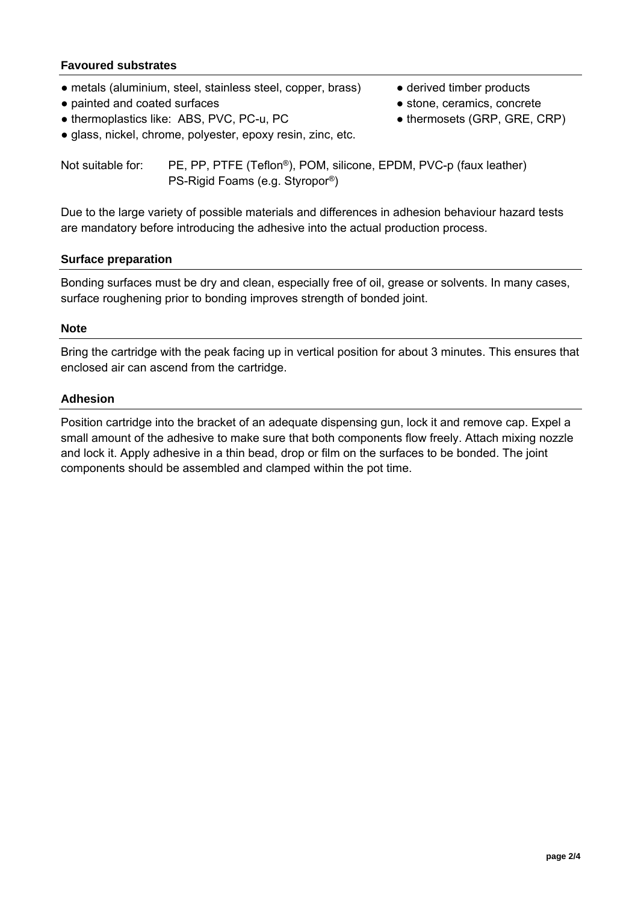## Favoured substrates

- metals (aluminium, steel, stainless steel, copper, brass)
- painted and coated surfaces
- thermoplastics like: ABS, PVC, PC-u, PC
- glass, nickel, chrome, polyester, epoxy resin, zinc, etc.
- derived timber products
- stone, ceramics, concrete
- thermosets (GRP, GRE, CRP)

Not suitable for: PE, PP, PTFE (Teflon®), POM, silicone, EPDM, PVC-p (faux leather) PS-Rigid Foams (e.g. Styropor®)

Due to the large variety of possible materials and differences in adhesion behaviour hazard tests are mandatory before introducing the adhesive into the actual production process.

## Surface preparation

Bonding surfaces must be dry and clean, especially free of oil, grease or solvents. In many cases, surface roughening prior to bonding improves strength of bonded joint.

## Note

Bring the cartridge with the peak facing up in vertical position for about 3 minutes. This ensures that enclosed air can ascend from the cartridge.

## Adhesion

Position cartridge into the bracket of an adequate dispensing gun, lock it and remove cap. Expel a small amount of the adhesive to make sure that both components flow freely. Attach mixing nozzle and lock it. Apply adhesive in a thin bead, drop or film on the surfaces to be bonded. The joint components should be assembled and clamped within the pot time.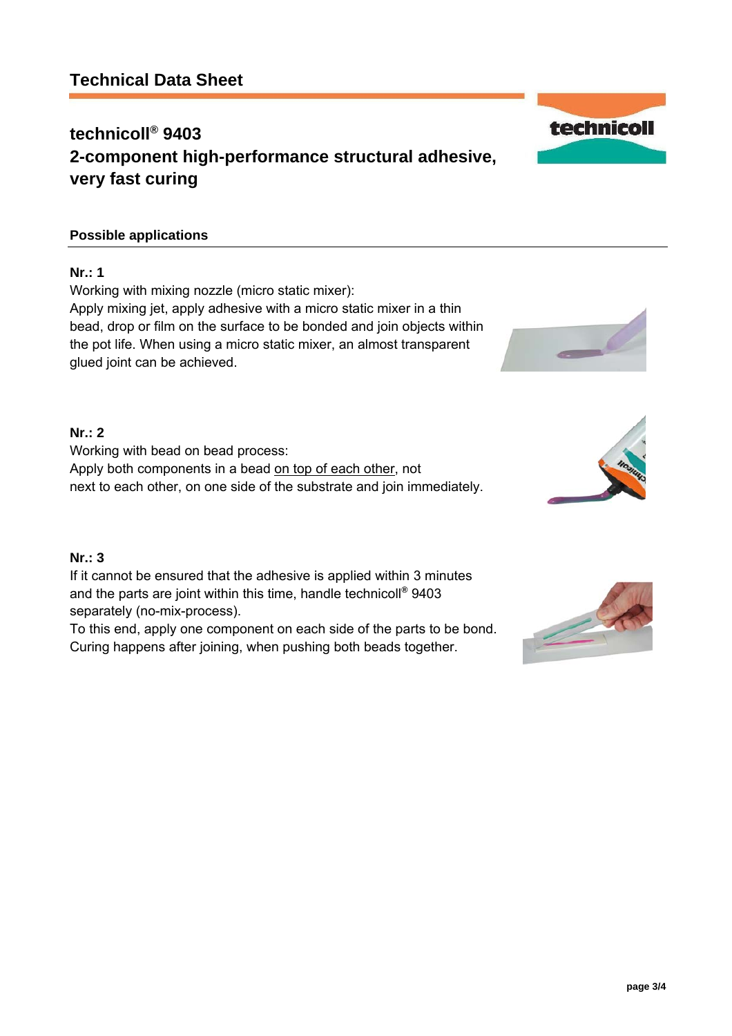# Technical Data Sheet

## technicoll® 9403
## 2-component high-performance structural adhesive, very fast curing

### Possible applications

**Nr.: 1**

Working with mixing nozzle (micro static mixer):
Apply mixing jet, apply adhesive with a micro static mixer in a thin bead, drop or film on the surface to be bonded and join objects within the pot life. When using a micro static mixer, an almost transparent glued joint can be achieved.

**Nr.: 2**

Working with bead on bead process:
Apply both components in a bead on top of each other, not next to each other, on one side of the substrate and join immediately.

**Nr.: 3**

If it cannot be ensured that the adhesive is applied within 3 minutes and the parts are joint within this time, handle technicoll® 9403 separately (no-mix-process).
To this end, apply one component on each side of the parts to be bond. Curing happens after joining, when pushing both beads together.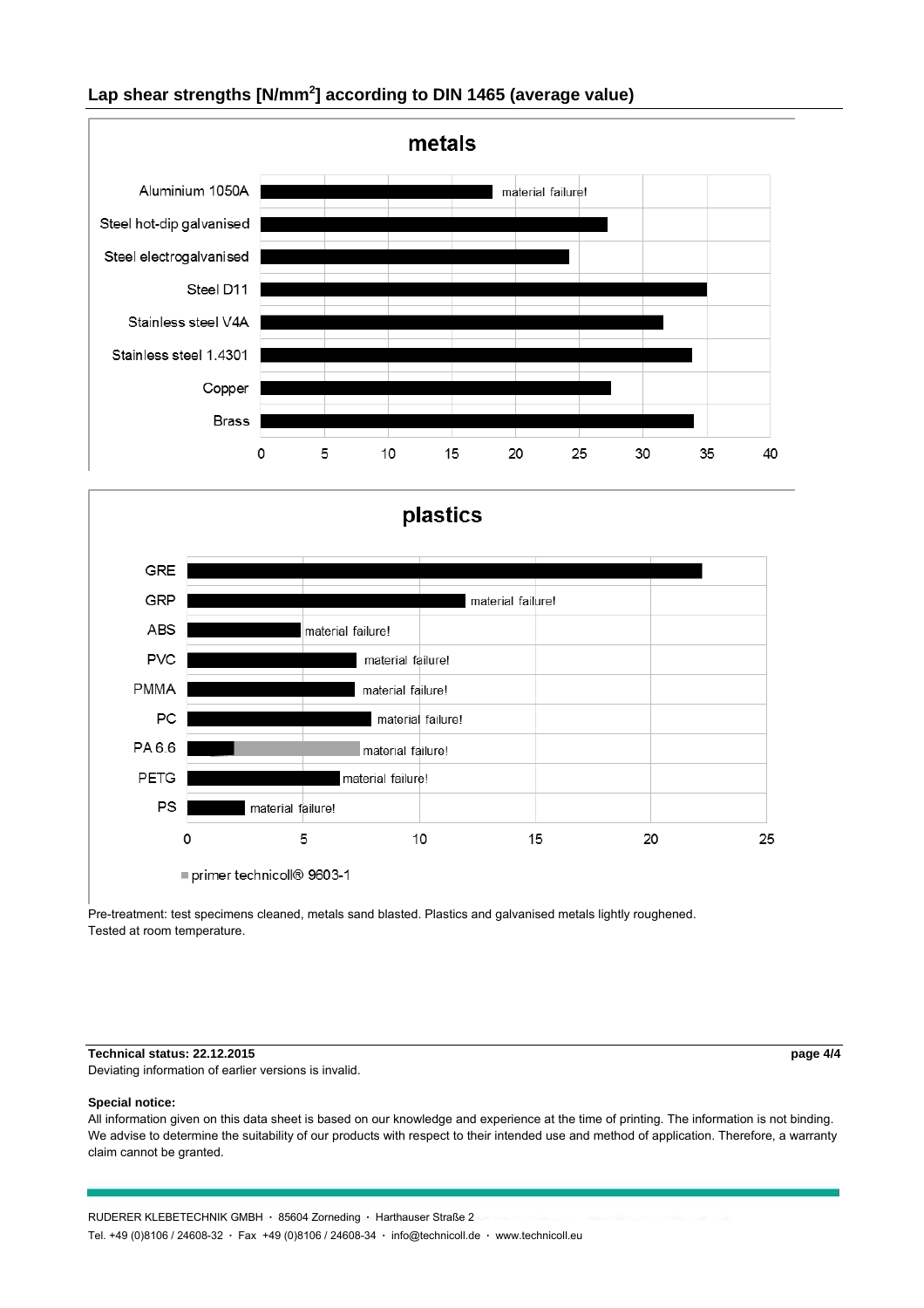## Lap shear strengths [N/mm²] according to DIN 1465 (average value)

metals

Aluminium 1050A — material failure!
Steel hot-dip galvanised
Steel electrogalvanised
Steel D11
Stainless steel V4A
Stainless steel 1.4301
Copper
Brass

0 5 10 15 20 25 30 35 40

plastics

GRE
GRP — material failure!
ABS — material failure!
PVC — material failure!
PMMA — material failure!
PC — material failure!
PA 6.6 — material failure!
PETG — material failure!
PS — material failure!

0 5 10 15 20 25

primer technicoll® 9603-1

Pre-treatment: test specimens cleaned, metals sand blasted. Plastics and galvanised metals lightly roughened.
Tested at room temperature.

**Technical status: 22.12.2015**

Deviating information of earlier versions is invalid.

**Special notice:**

All information given on this data sheet is based on our knowledge and experience at the time of printing. The information is not binding. We advise to determine the suitability of our products with respect to their intended use and method of application. Therefore, a warranty claim cannot be granted.

RUDERER KLEBETECHNIK GMBH · 85604 Zorneding · Harthauser Straße 2

Tel. +49 (0)8106 / 24608-32 · Fax +49 (0)8106 / 24608-34 · info@technicoll.de · www.technicoll.eu